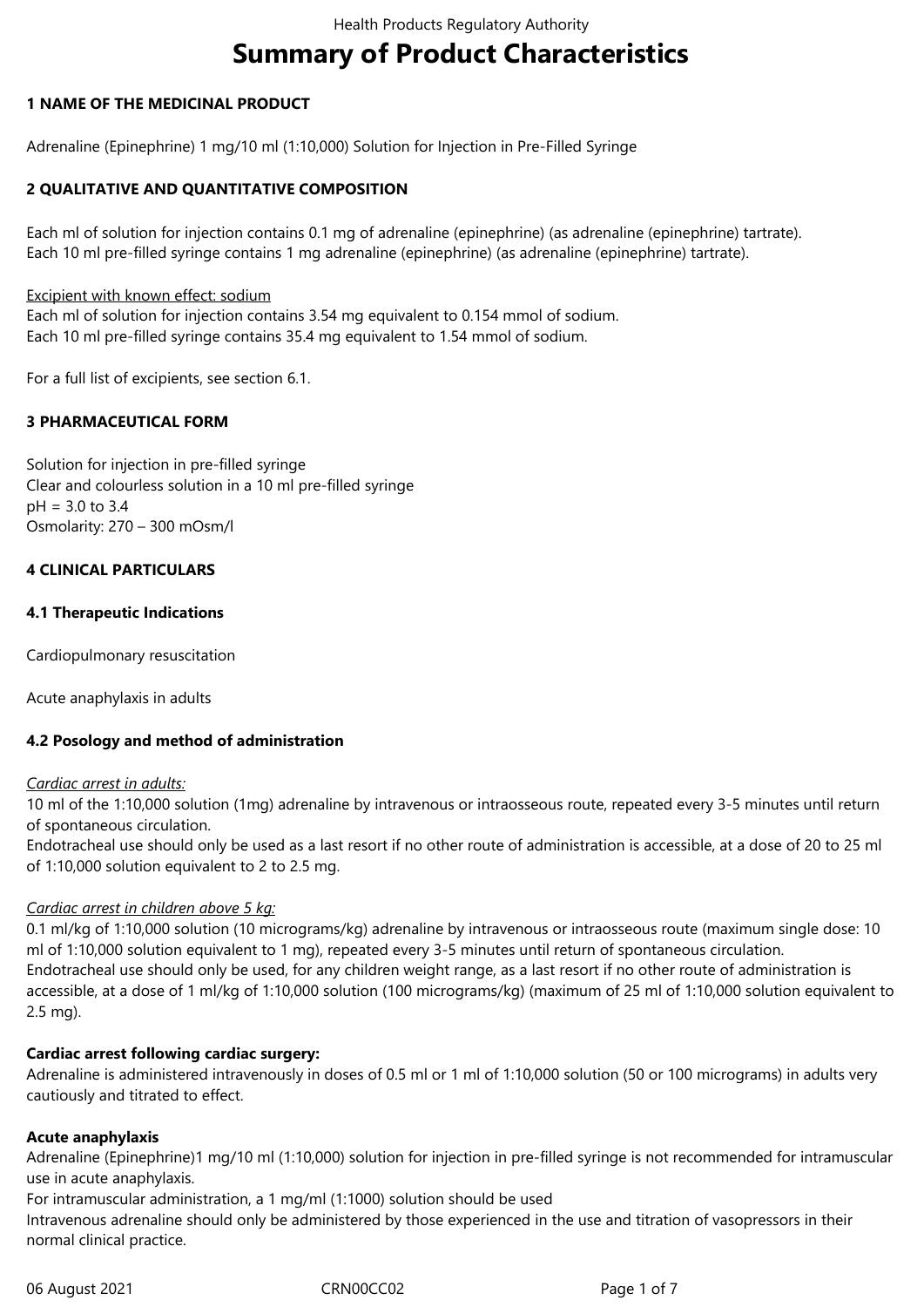# Summary of Product Characteristics

## 1 NAME OF THE MEDICINAL PRODUCT

Adrenaline (Epinephrine) 1 mg/10 ml (1:10,000) Solution for Injection in Pre-Filled Syringe

## 2 QUALITATIVE AND QUANTITATIVE COMPOSITION

Each ml of solution for injection contains 0.1 mg of adrenaline (epinephrine) (as adrenaline (epinephrine) tartrate).
Each 10 ml pre-filled syringe contains 1 mg adrenaline (epinephrine) (as adrenaline (epinephrine) tartrate).

Excipient with known effect: sodium
Each ml of solution for injection contains 3.54 mg equivalent to 0.154 mmol of sodium.
Each 10 ml pre-filled syringe contains 35.4 mg equivalent to 1.54 mmol of sodium.

For a full list of excipients, see section 6.1.

## 3 PHARMACEUTICAL FORM

Solution for injection in pre-filled syringe
Clear and colourless solution in a 10 ml pre-filled syringe
pH = 3.0 to 3.4
Osmolarity: 270 – 300 mOsm/l

## 4 CLINICAL PARTICULARS

### 4.1 Therapeutic Indications

Cardiopulmonary resuscitation

Acute anaphylaxis in adults

### 4.2 Posology and method of administration

*Cardiac arrest in adults:*
10 ml of the 1:10,000 solution (1mg) adrenaline by intravenous or intraosseous route, repeated every 3-5 minutes until return of spontaneous circulation.
Endotracheal use should only be used as a last resort if no other route of administration is accessible, at a dose of 20 to 25 ml of 1:10,000 solution equivalent to 2 to 2.5 mg.

*Cardiac arrest in children above 5 kg:*
0.1 ml/kg of 1:10,000 solution (10 micrograms/kg) adrenaline by intravenous or intraosseous route (maximum single dose: 10 ml of 1:10,000 solution equivalent to 1 mg), repeated every 3-5 minutes until return of spontaneous circulation.
Endotracheal use should only be used, for any children weight range, as a last resort if no other route of administration is accessible, at a dose of 1 ml/kg of 1:10,000 solution (100 micrograms/kg) (maximum of 25 ml of 1:10,000 solution equivalent to 2.5 mg).

**Cardiac arrest following cardiac surgery:**
Adrenaline is administered intravenously in doses of 0.5 ml or 1 ml of 1:10,000 solution (50 or 100 micrograms) in adults very cautiously and titrated to effect.

**Acute anaphylaxis**
Adrenaline (Epinephrine)1 mg/10 ml (1:10,000) solution for injection in pre-filled syringe is not recommended for intramuscular use in acute anaphylaxis.
For intramuscular administration, a 1 mg/ml (1:1000) solution should be used
Intravenous adrenaline should only be administered by those experienced in the use and titration of vasopressors in their normal clinical practice.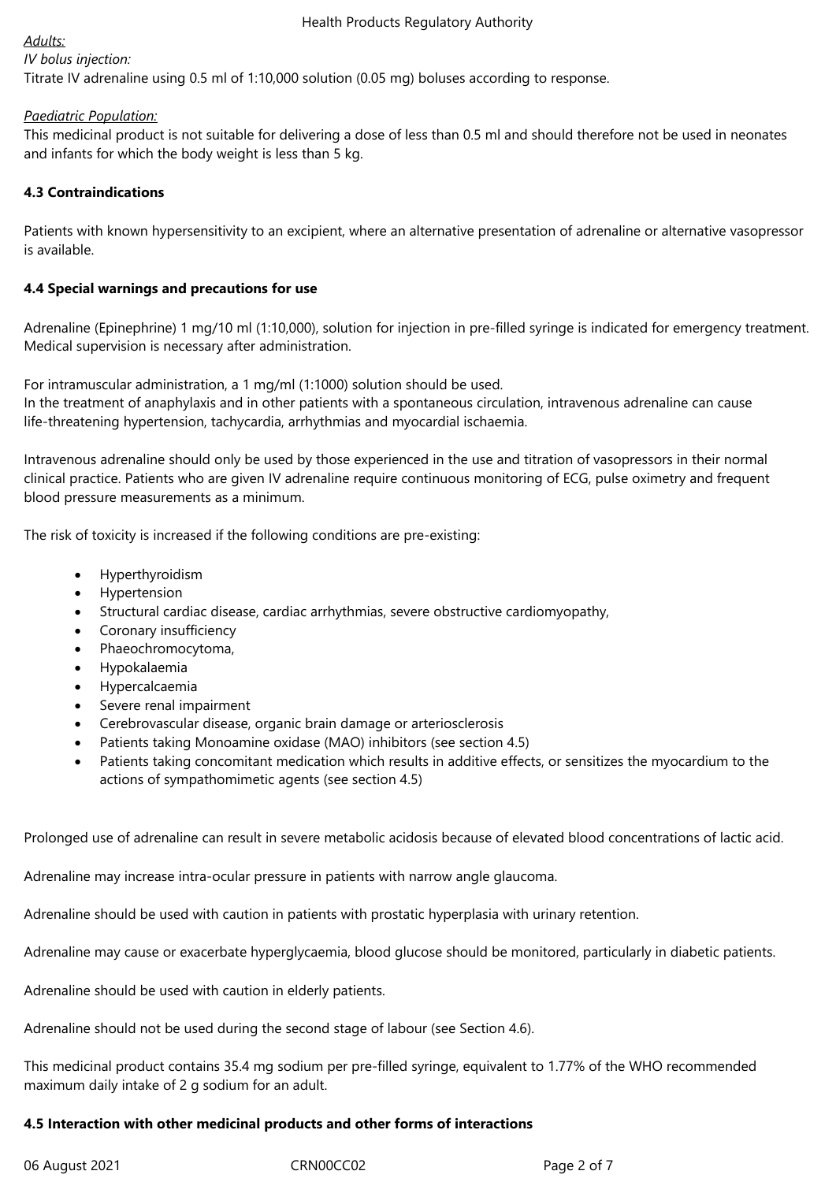*Adults:*

*IV bolus injection:*

Titrate IV adrenaline using 0.5 ml of 1:10,000 solution (0.05 mg) boluses according to response.

*Paediatric Population:*

This medicinal product is not suitable for delivering a dose of less than 0.5 ml and should therefore not be used in neonates and infants for which the body weight is less than 5 kg.

**4.3 Contraindications**

Patients with known hypersensitivity to an excipient, where an alternative presentation of adrenaline or alternative vasopressor is available.

**4.4 Special warnings and precautions for use**

Adrenaline (Epinephrine) 1 mg/10 ml (1:10,000), solution for injection in pre-filled syringe is indicated for emergency treatment. Medical supervision is necessary after administration.

For intramuscular administration, a 1 mg/ml (1:1000) solution should be used.
In the treatment of anaphylaxis and in other patients with a spontaneous circulation, intravenous adrenaline can cause life-threatening hypertension, tachycardia, arrhythmias and myocardial ischaemia.

Intravenous adrenaline should only be used by those experienced in the use and titration of vasopressors in their normal clinical practice. Patients who are given IV adrenaline require continuous monitoring of ECG, pulse oximetry and frequent blood pressure measurements as a minimum.

The risk of toxicity is increased if the following conditions are pre-existing:

- Hyperthyroidism
- Hypertension
- Structural cardiac disease, cardiac arrhythmias, severe obstructive cardiomyopathy,
- Coronary insufficiency
- Phaeochromocytoma,
- Hypokalaemia
- Hypercalcaemia
- Severe renal impairment
- Cerebrovascular disease, organic brain damage or arteriosclerosis
- Patients taking Monoamine oxidase (MAO) inhibitors (see section 4.5)
- Patients taking concomitant medication which results in additive effects, or sensitizes the myocardium to the actions of sympathomimetic agents (see section 4.5)

Prolonged use of adrenaline can result in severe metabolic acidosis because of elevated blood concentrations of lactic acid.

Adrenaline may increase intra-ocular pressure in patients with narrow angle glaucoma.

Adrenaline should be used with caution in patients with prostatic hyperplasia with urinary retention.

Adrenaline may cause or exacerbate hyperglycaemia, blood glucose should be monitored, particularly in diabetic patients.

Adrenaline should be used with caution in elderly patients.

Adrenaline should not be used during the second stage of labour (see Section 4.6).

This medicinal product contains 35.4 mg sodium per pre-filled syringe, equivalent to 1.77% of the WHO recommended maximum daily intake of 2 g sodium for an adult.

**4.5 Interaction with other medicinal products and other forms of interactions**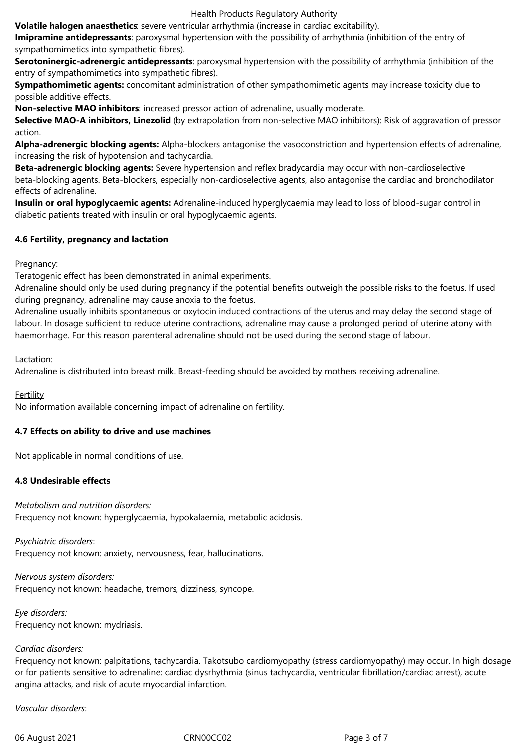**Volatile halogen anaesthetics**: severe ventricular arrhythmia (increase in cardiac excitability).
**Imipramine antidepressants**: paroxysmal hypertension with the possibility of arrhythmia (inhibition of the entry of sympathomimetics into sympathetic fibres).
**Serotoninergic-adrenergic antidepressants**: paroxysmal hypertension with the possibility of arrhythmia (inhibition of the entry of sympathomimetics into sympathetic fibres).
**Sympathomimetic agents:** concomitant administration of other sympathomimetic agents may increase toxicity due to possible additive effects.
**Non-selective MAO inhibitors**: increased pressor action of adrenaline, usually moderate.
**Selective MAO-A inhibitors, Linezolid** (by extrapolation from non-selective MAO inhibitors): Risk of aggravation of pressor action.
**Alpha-adrenergic blocking agents:** Alpha-blockers antagonise the vasoconstriction and hypertension effects of adrenaline, increasing the risk of hypotension and tachycardia.
**Beta-adrenergic blocking agents:** Severe hypertension and reflex bradycardia may occur with non-cardioselective beta-blocking agents. Beta-blockers, especially non-cardioselective agents, also antagonise the cardiac and bronchodilator effects of adrenaline.
**Insulin or oral hypoglycaemic agents:** Adrenaline-induced hyperglycaemia may lead to loss of blood-sugar control in diabetic patients treated with insulin or oral hypoglycaemic agents.

### 4.6 Fertility, pregnancy and lactation

Pregnancy:

Teratogenic effect has been demonstrated in animal experiments.

Adrenaline should only be used during pregnancy if the potential benefits outweigh the possible risks to the foetus. If used during pregnancy, adrenaline may cause anoxia to the foetus.

Adrenaline usually inhibits spontaneous or oxytocin induced contractions of the uterus and may delay the second stage of labour. In dosage sufficient to reduce uterine contractions, adrenaline may cause a prolonged period of uterine atony with haemorrhage. For this reason parenteral adrenaline should not be used during the second stage of labour.

Lactation:

Adrenaline is distributed into breast milk. Breast-feeding should be avoided by mothers receiving adrenaline.

Fertility

No information available concerning impact of adrenaline on fertility.

### 4.7 Effects on ability to drive and use machines

Not applicable in normal conditions of use.

### 4.8 Undesirable effects

*Metabolism and nutrition disorders:*
Frequency not known: hyperglycaemia, hypokalaemia, metabolic acidosis.

*Psychiatric disorders*:
Frequency not known: anxiety, nervousness, fear, hallucinations.

*Nervous system disorders:*
Frequency not known: headache, tremors, dizziness, syncope.

*Eye disorders:*
Frequency not known: mydriasis.

*Cardiac disorders:*
Frequency not known: palpitations, tachycardia. Takotsubo cardiomyopathy (stress cardiomyopathy) may occur. In high dosage or for patients sensitive to adrenaline: cardiac dysrhythmia (sinus tachycardia, ventricular fibrillation/cardiac arrest), acute angina attacks, and risk of acute myocardial infarction.

*Vascular disorders*: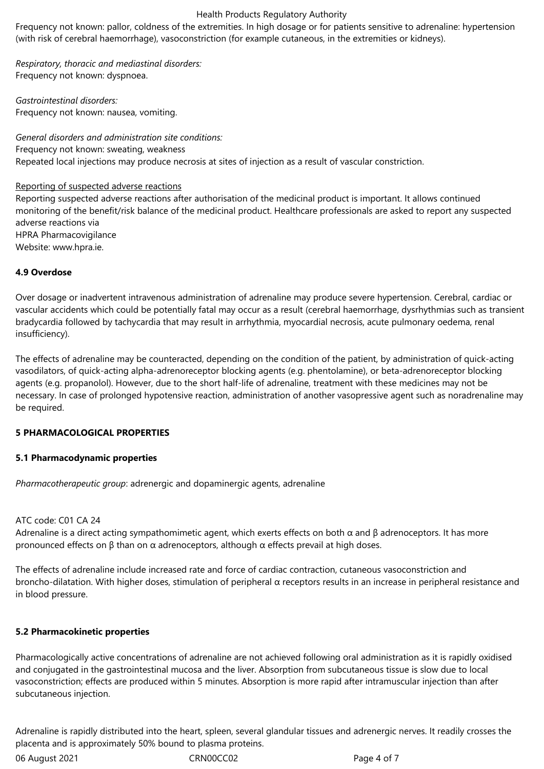Frequency not known: pallor, coldness of the extremities. In high dosage or for patients sensitive to adrenaline: hypertension (with risk of cerebral haemorrhage), vasoconstriction (for example cutaneous, in the extremities or kidneys).

*Respiratory, thoracic and mediastinal disorders:*
Frequency not known: dyspnoea.

*Gastrointestinal disorders:*
Frequency not known: nausea, vomiting.

*General disorders and administration site conditions:*
Frequency not known: sweating, weakness
Repeated local injections may produce necrosis at sites of injection as a result of vascular constriction.

Reporting of suspected adverse reactions
Reporting suspected adverse reactions after authorisation of the medicinal product is important. It allows continued monitoring of the benefit/risk balance of the medicinal product. Healthcare professionals are asked to report any suspected adverse reactions via
HPRA Pharmacovigilance
Website: www.hpra.ie.

**4.9 Overdose**

Over dosage or inadvertent intravenous administration of adrenaline may produce severe hypertension. Cerebral, cardiac or vascular accidents which could be potentially fatal may occur as a result (cerebral haemorrhage, dysrhythmias such as transient bradycardia followed by tachycardia that may result in arrhythmia, myocardial necrosis, acute pulmonary oedema, renal insufficiency).

The effects of adrenaline may be counteracted, depending on the condition of the patient, by administration of quick-acting vasodilators, of quick-acting alpha-adrenoreceptor blocking agents (e.g. phentolamine), or beta-adrenoreceptor blocking agents (e.g. propanolol). However, due to the short half-life of adrenaline, treatment with these medicines may not be necessary. In case of prolonged hypotensive reaction, administration of another vasopressive agent such as noradrenaline may be required.

**5 PHARMACOLOGICAL PROPERTIES**

**5.1 Pharmacodynamic properties**

*Pharmacotherapeutic group*: adrenergic and dopaminergic agents, adrenaline

ATC code: C01 CA 24
Adrenaline is a direct acting sympathomimetic agent, which exerts effects on both α and β adrenoceptors. It has more pronounced effects on β than on α adrenoceptors, although α effects prevail at high doses.

The effects of adrenaline include increased rate and force of cardiac contraction, cutaneous vasoconstriction and broncho-dilatation. With higher doses, stimulation of peripheral α receptors results in an increase in peripheral resistance and in blood pressure.

**5.2 Pharmacokinetic properties**

Pharmacologically active concentrations of adrenaline are not achieved following oral administration as it is rapidly oxidised and conjugated in the gastrointestinal mucosa and the liver. Absorption from subcutaneous tissue is slow due to local vasoconstriction; effects are produced within 5 minutes. Absorption is more rapid after intramuscular injection than after subcutaneous injection.

Adrenaline is rapidly distributed into the heart, spleen, several glandular tissues and adrenergic nerves. It readily crosses the placenta and is approximately 50% bound to plasma proteins.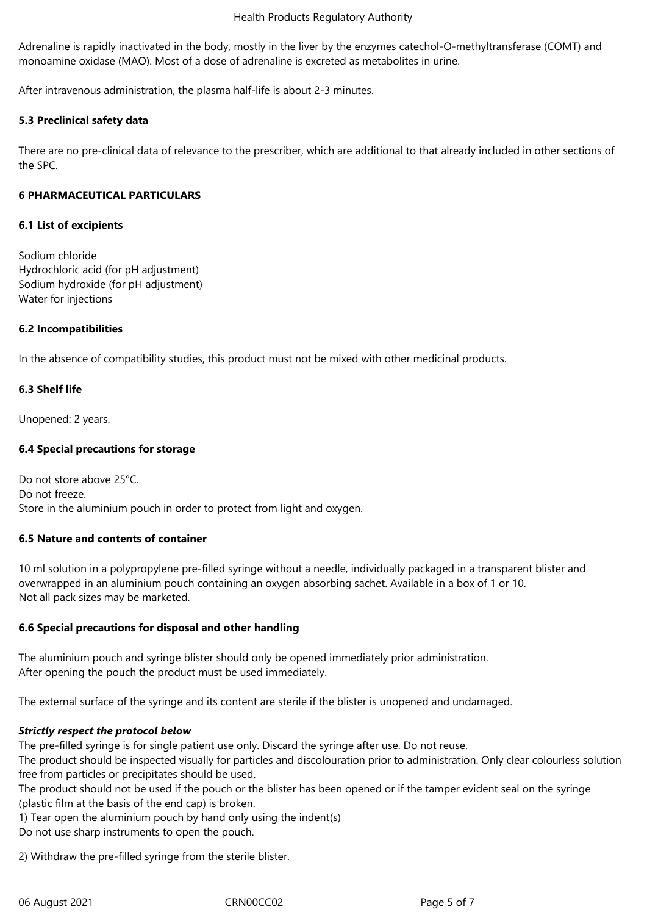Adrenaline is rapidly inactivated in the body, mostly in the liver by the enzymes catechol-O-methyltransferase (COMT) and monoamine oxidase (MAO). Most of a dose of adrenaline is excreted as metabolites in urine.

After intravenous administration, the plasma half-life is about 2-3 minutes.

### 5.3 Preclinical safety data

There are no pre-clinical data of relevance to the prescriber, which are additional to that already included in other sections of the SPC.

## 6 PHARMACEUTICAL PARTICULARS

### 6.1 List of excipients

Sodium chloride
Hydrochloric acid (for pH adjustment)
Sodium hydroxide (for pH adjustment)
Water for injections

### 6.2 Incompatibilities

In the absence of compatibility studies, this product must not be mixed with other medicinal products.

### 6.3 Shelf life

Unopened: 2 years.

### 6.4 Special precautions for storage

Do not store above 25°C.
Do not freeze.
Store in the aluminium pouch in order to protect from light and oxygen.

### 6.5 Nature and contents of container

10 ml solution in a polypropylene pre-filled syringe without a needle, individually packaged in a transparent blister and overwrapped in an aluminium pouch containing an oxygen absorbing sachet. Available in a box of 1 or 10.
Not all pack sizes may be marketed.

### 6.6 Special precautions for disposal and other handling

The aluminium pouch and syringe blister should only be opened immediately prior administration.
After opening the pouch the product must be used immediately.

The external surface of the syringe and its content are sterile if the blister is unopened and undamaged.

***Strictly respect the protocol below***
The pre-filled syringe is for single patient use only. Discard the syringe after use. Do not reuse.
The product should be inspected visually for particles and discolouration prior to administration. Only clear colourless solution free from particles or precipitates should be used.
The product should not be used if the pouch or the blister has been opened or if the tamper evident seal on the syringe (plastic film at the basis of the end cap) is broken.
1) Tear open the aluminium pouch by hand only using the indent(s)
Do not use sharp instruments to open the pouch.

2) Withdraw the pre-filled syringe from the sterile blister.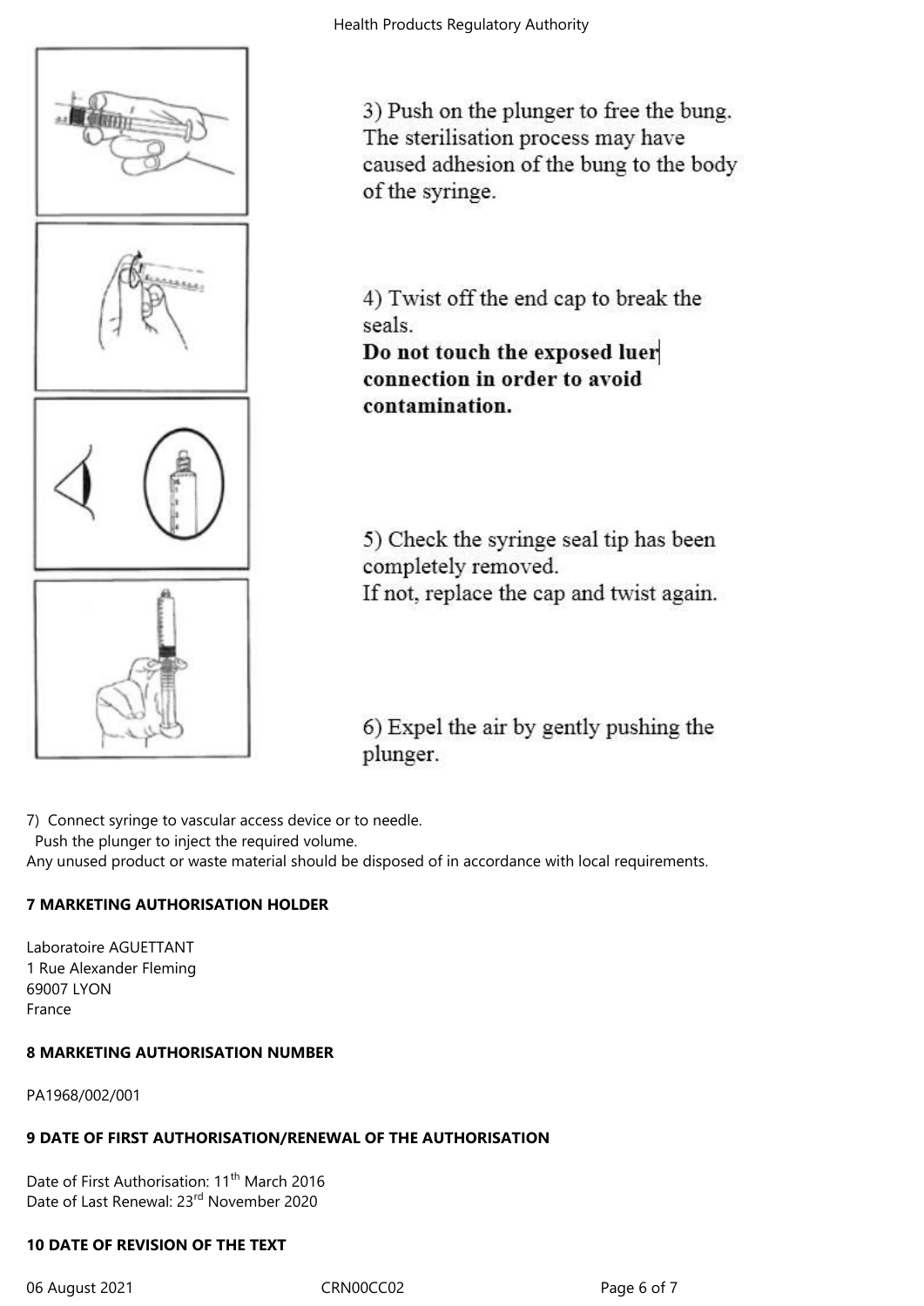3) Push on the plunger to free the bung. The sterilisation process may have caused adhesion of the bung to the body of the syringe.

4) Twist off the end cap to break the seals.
**Do not touch the exposed luer connection in order to avoid contamination.**

5) Check the syringe seal tip has been completely removed.
If not, replace the cap and twist again.

6) Expel the air by gently pushing the plunger.

7) Connect syringe to vascular access device or to needle.
Push the plunger to inject the required volume.
Any unused product or waste material should be disposed of in accordance with local requirements.

## 7 MARKETING AUTHORISATION HOLDER

Laboratoire AGUETTANT
1 Rue Alexander Fleming
69007 LYON
France

## 8 MARKETING AUTHORISATION NUMBER

PA1968/002/001

## 9 DATE OF FIRST AUTHORISATION/RENEWAL OF THE AUTHORISATION

Date of First Authorisation: 11th March 2016
Date of Last Renewal: 23rd November 2020

## 10 DATE OF REVISION OF THE TEXT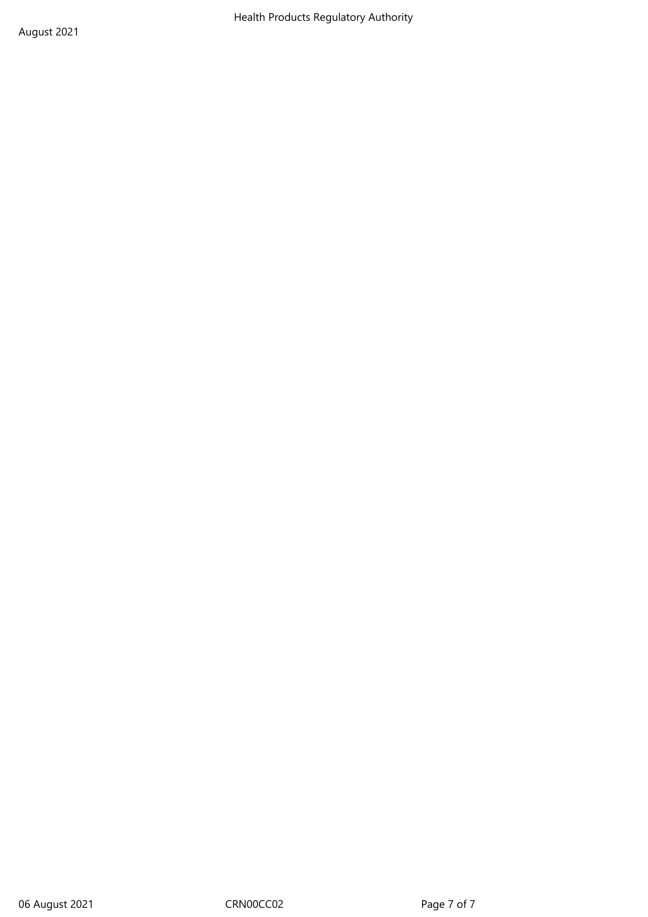August 2021